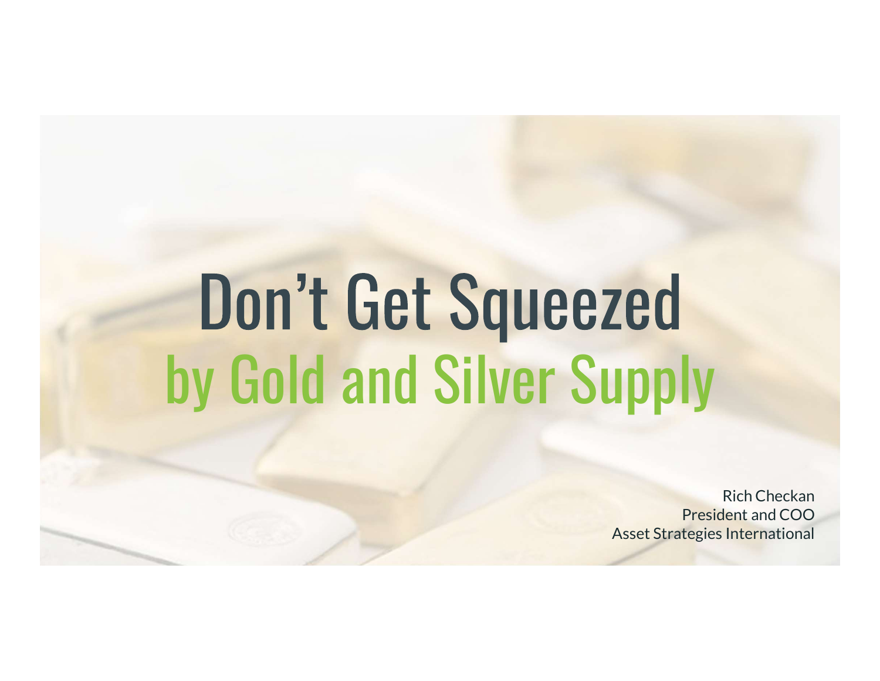# Don't Get Squeezed
## by Gold and Silver Supply

Rich Checkan
President and COO
Asset Strategies International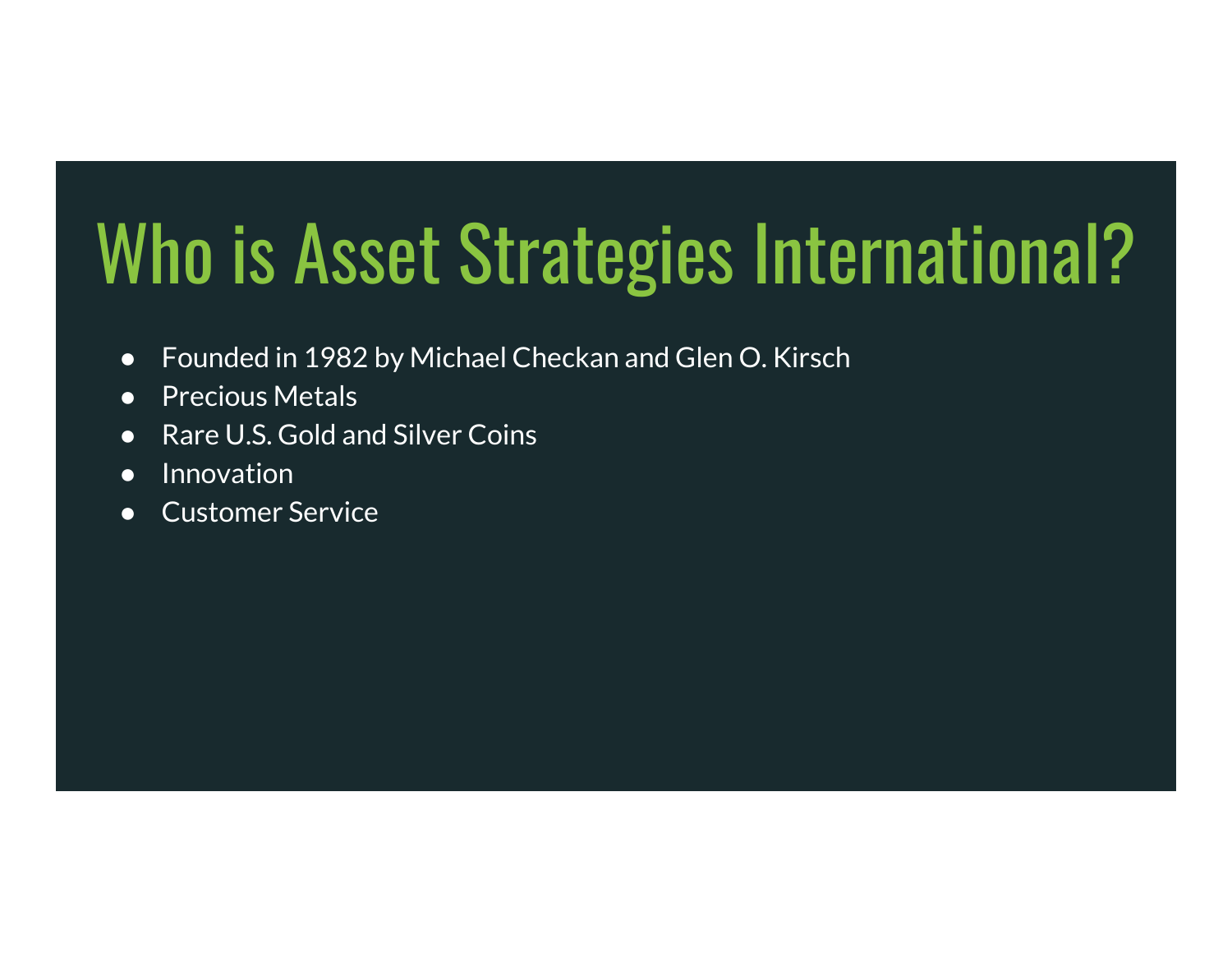# Who is Asset Strategies International?

- Founded in 1982 by Michael Checkan and Glen O. Kirsch
- Precious Metals
- Rare U.S. Gold and Silver Coins
- Innovation
- Customer Service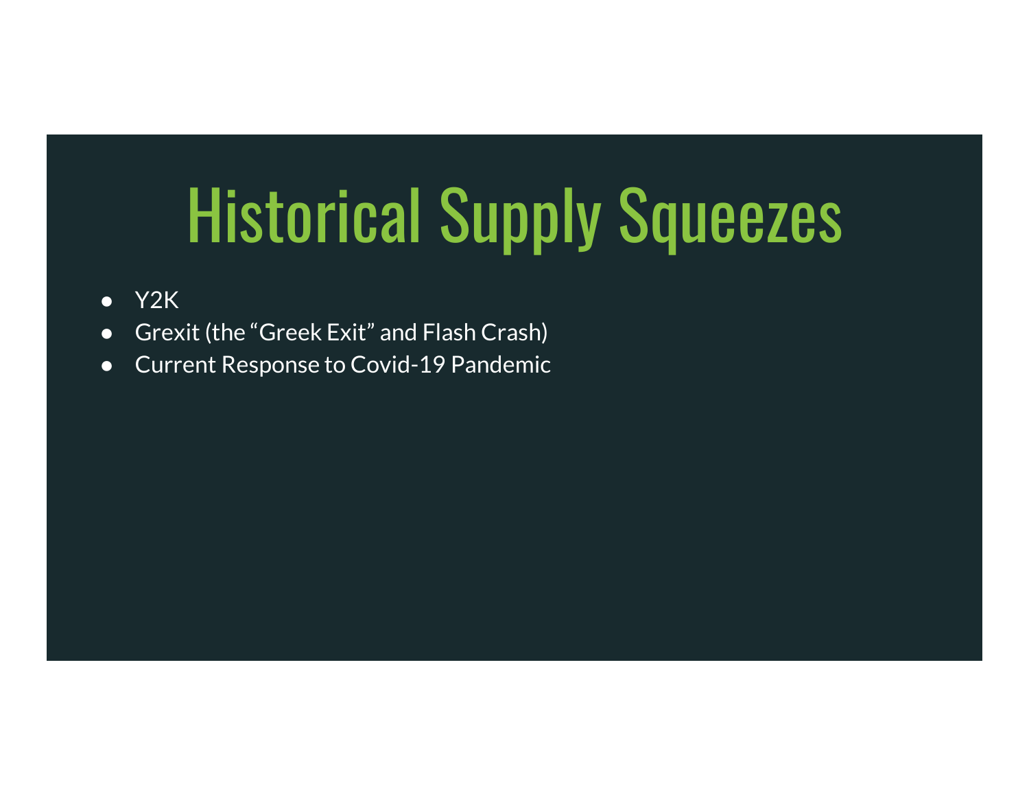# Historical Supply Squeezes

- Y2K
- Grexit (the "Greek Exit" and Flash Crash)
- Current Response to Covid-19 Pandemic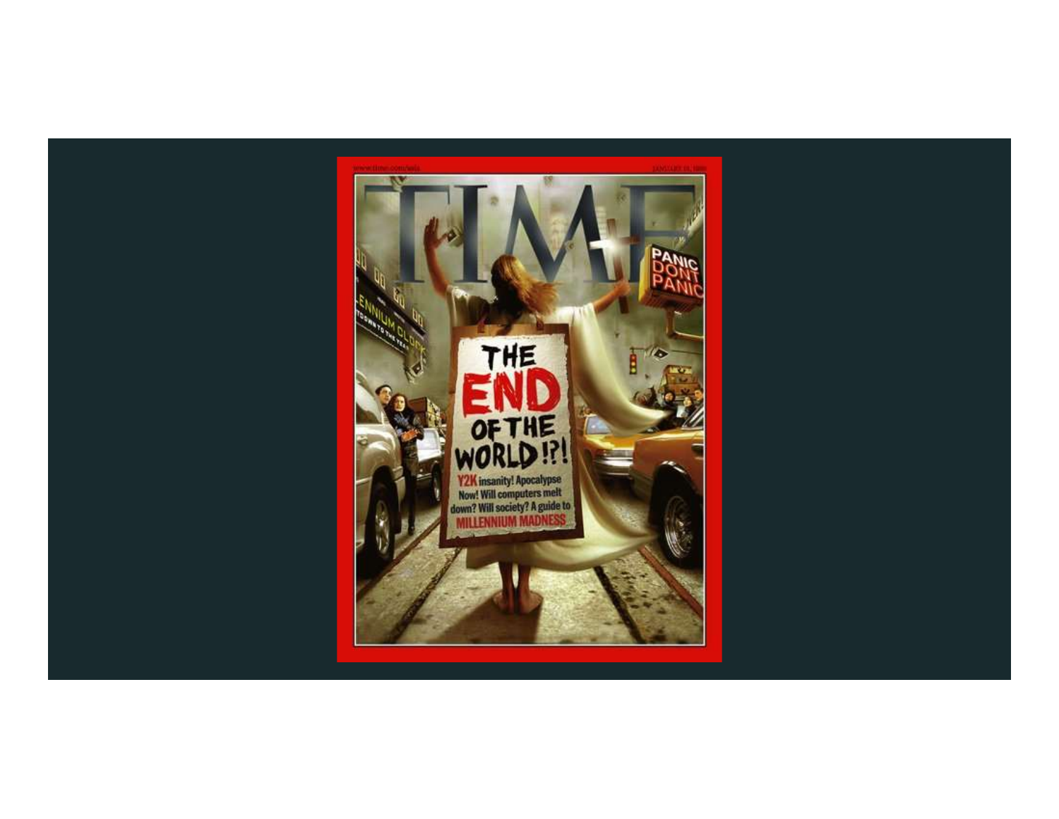TIME

THE END OF THE WORLD !?!

Y2K insanity! Apocalypse Now! Will computers melt down? Will society? A guide to MILLENNIUM MADNESS

PANIC DONT PANIC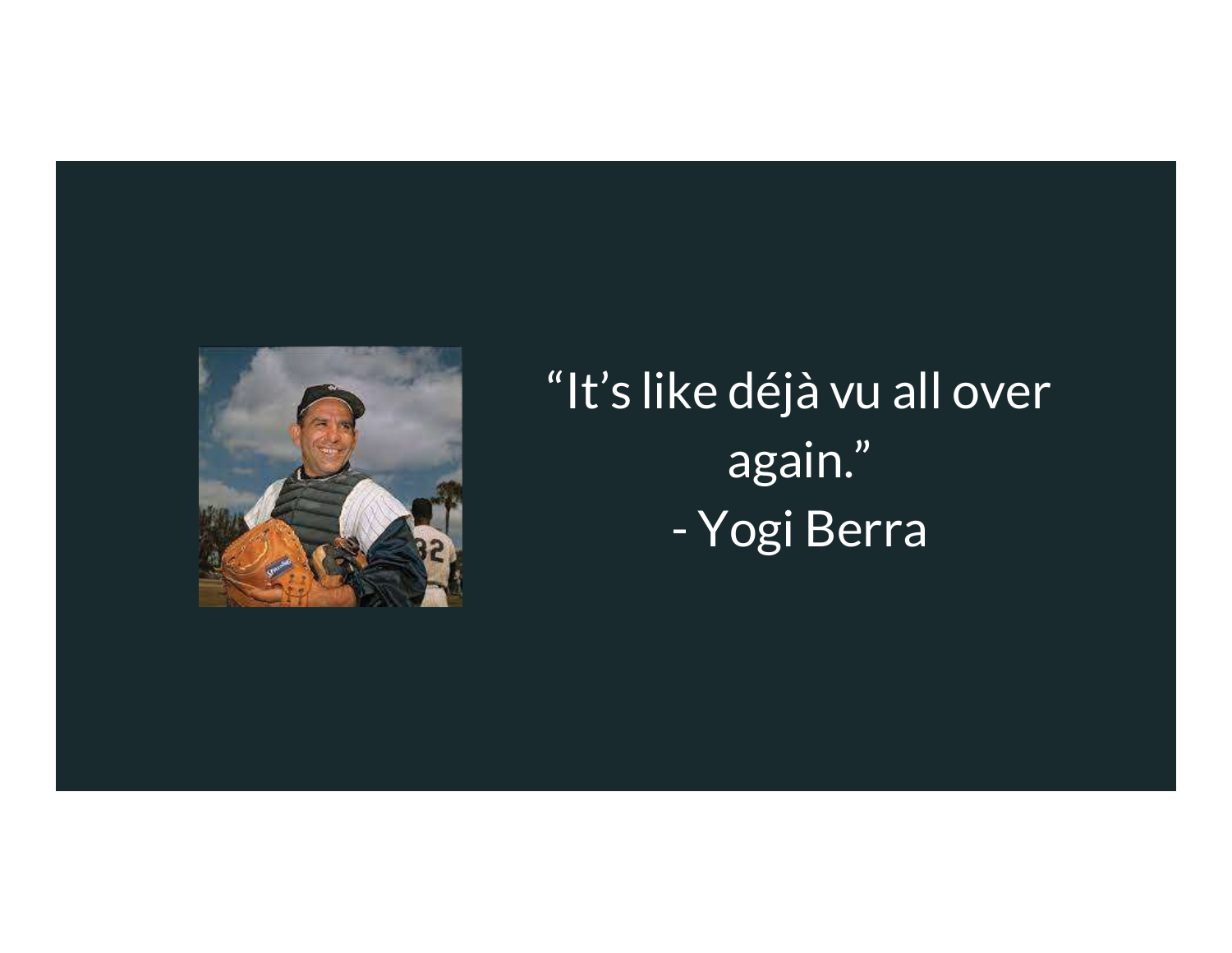"It's like déjà vu all over again."

\- Yogi Berra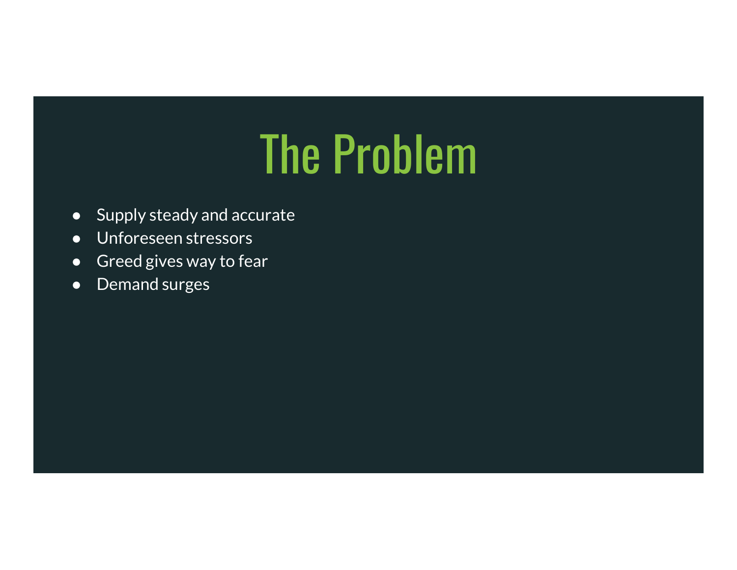# The Problem

- Supply steady and accurate
- Unforeseen stressors
- Greed gives way to fear
- Demand surges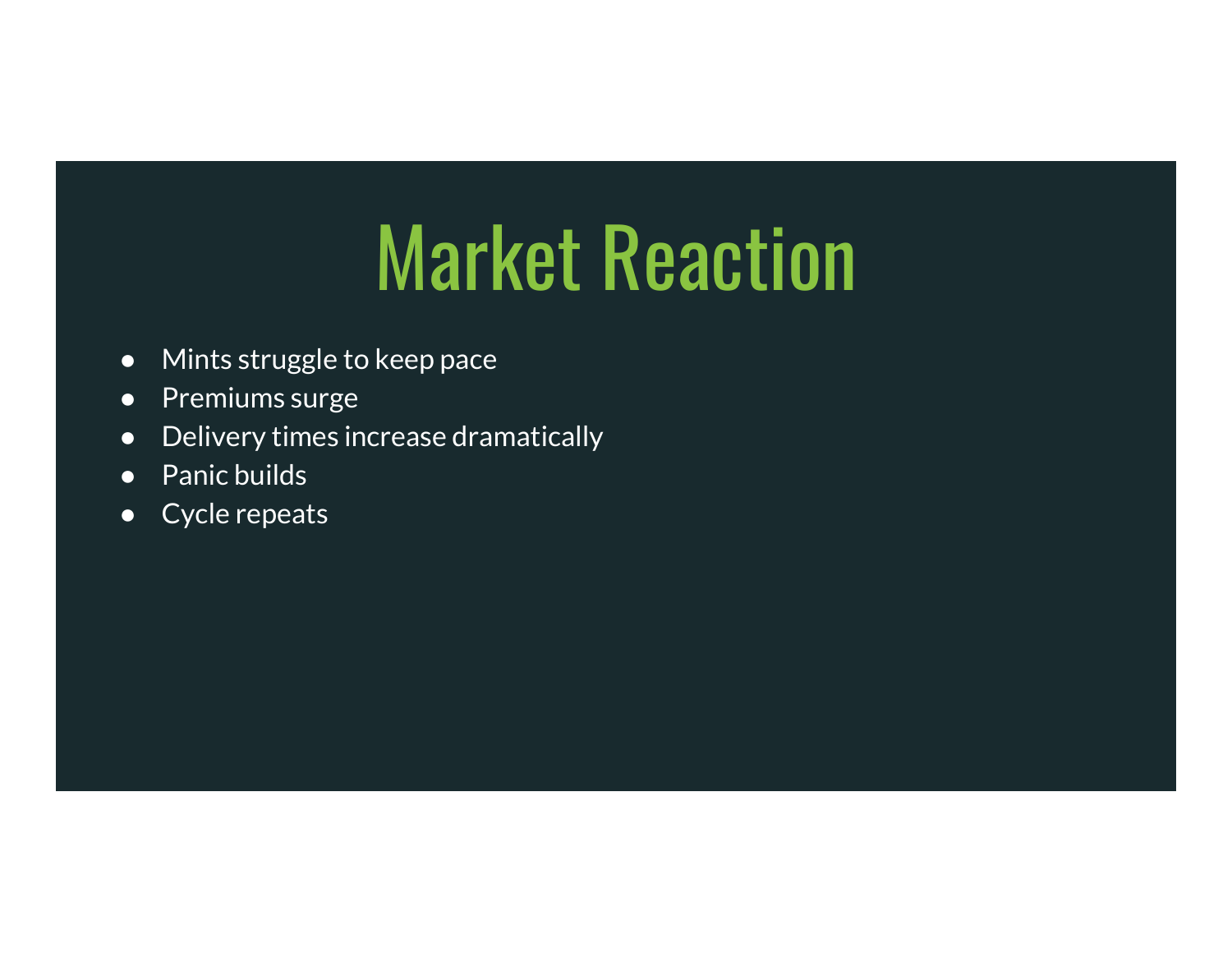# Market Reaction

- Mints struggle to keep pace
- Premiums surge
- Delivery times increase dramatically
- Panic builds
- Cycle repeats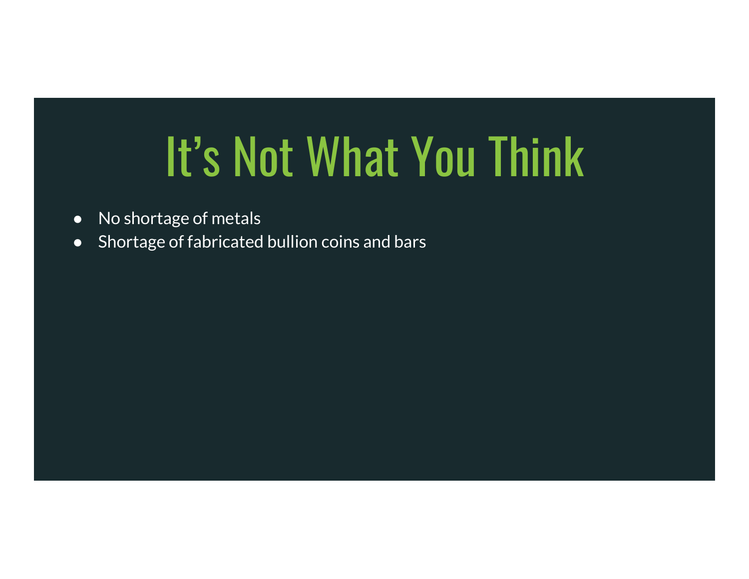# It's Not What You Think

- No shortage of metals
- Shortage of fabricated bullion coins and bars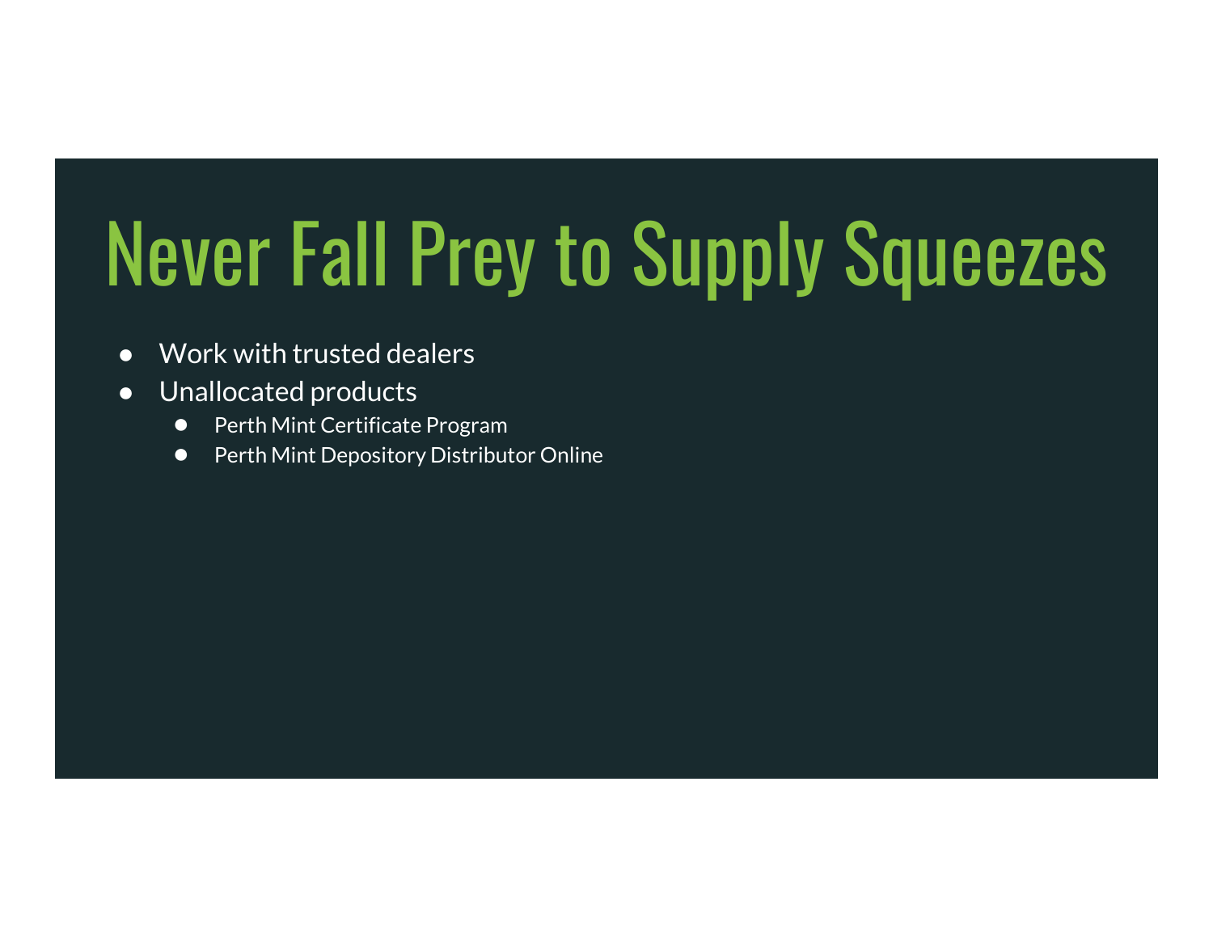# Never Fall Prey to Supply Squeezes

- Work with trusted dealers
- Unallocated products
  - Perth Mint Certificate Program
  - Perth Mint Depository Distributor Online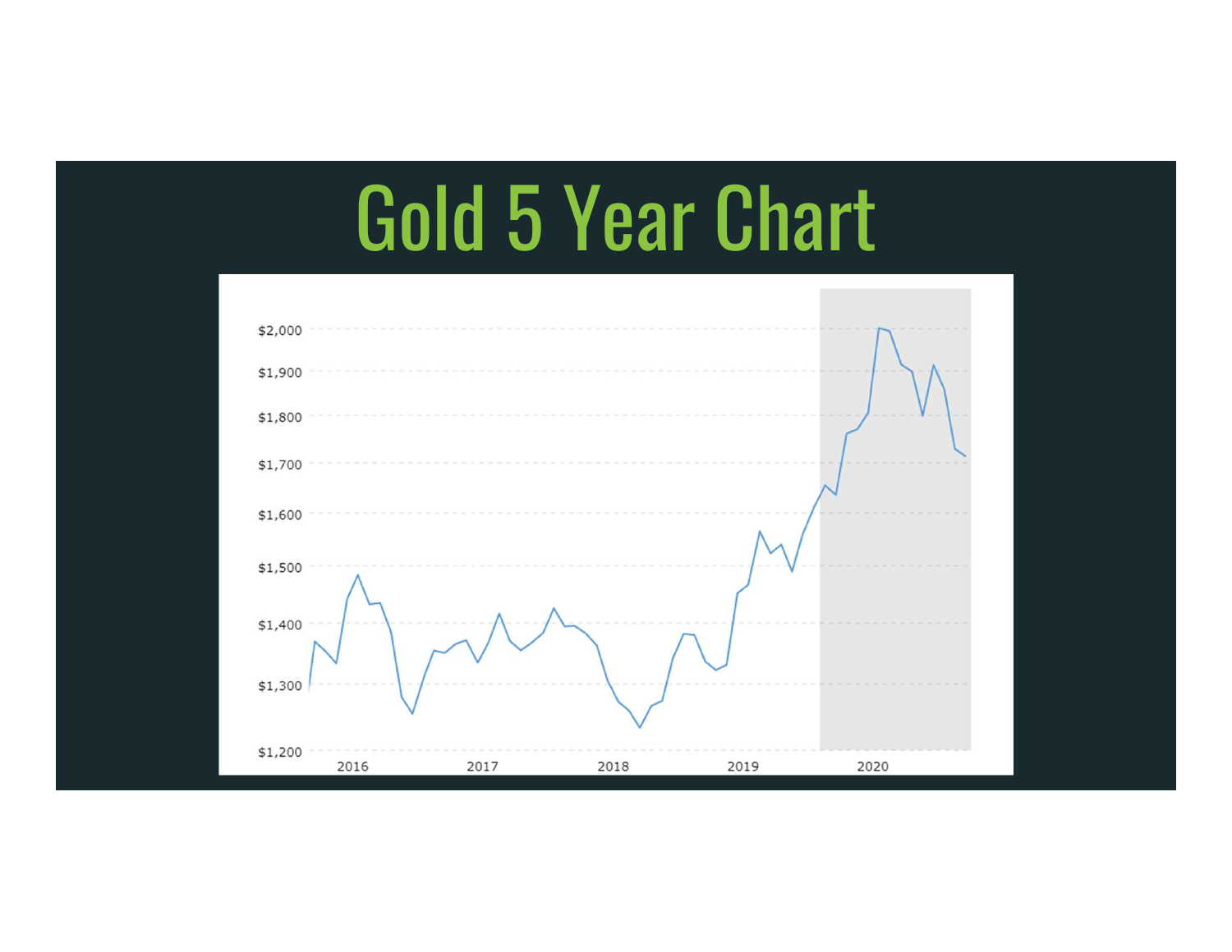# Gold 5 Year Chart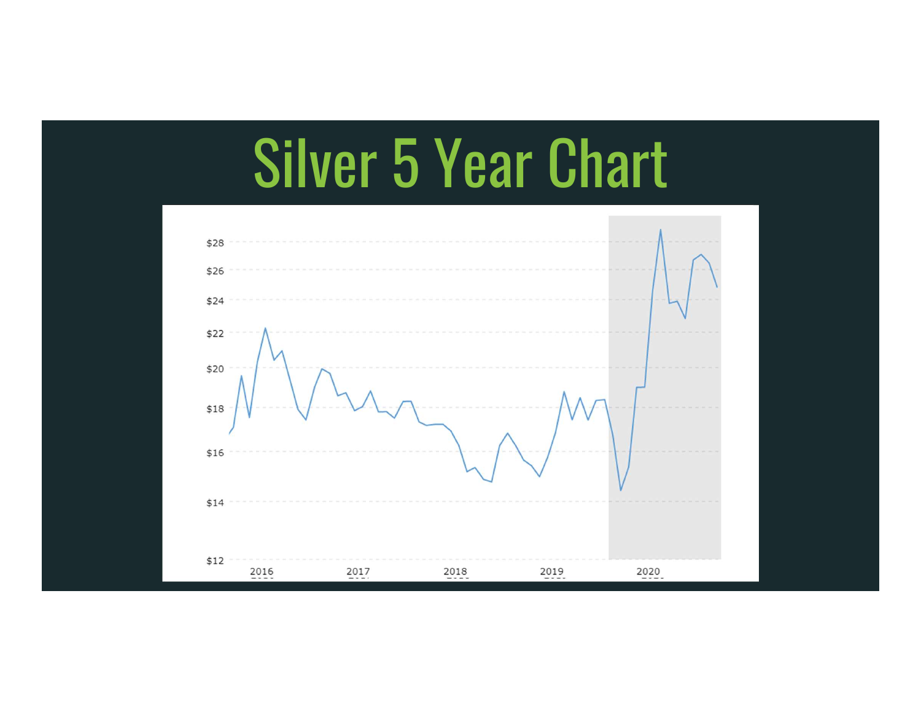# Silver 5 Year Chart

$28

$26

$24

$22

$20

$18

$16

$14

$12

2016 2017 2018 2019 2020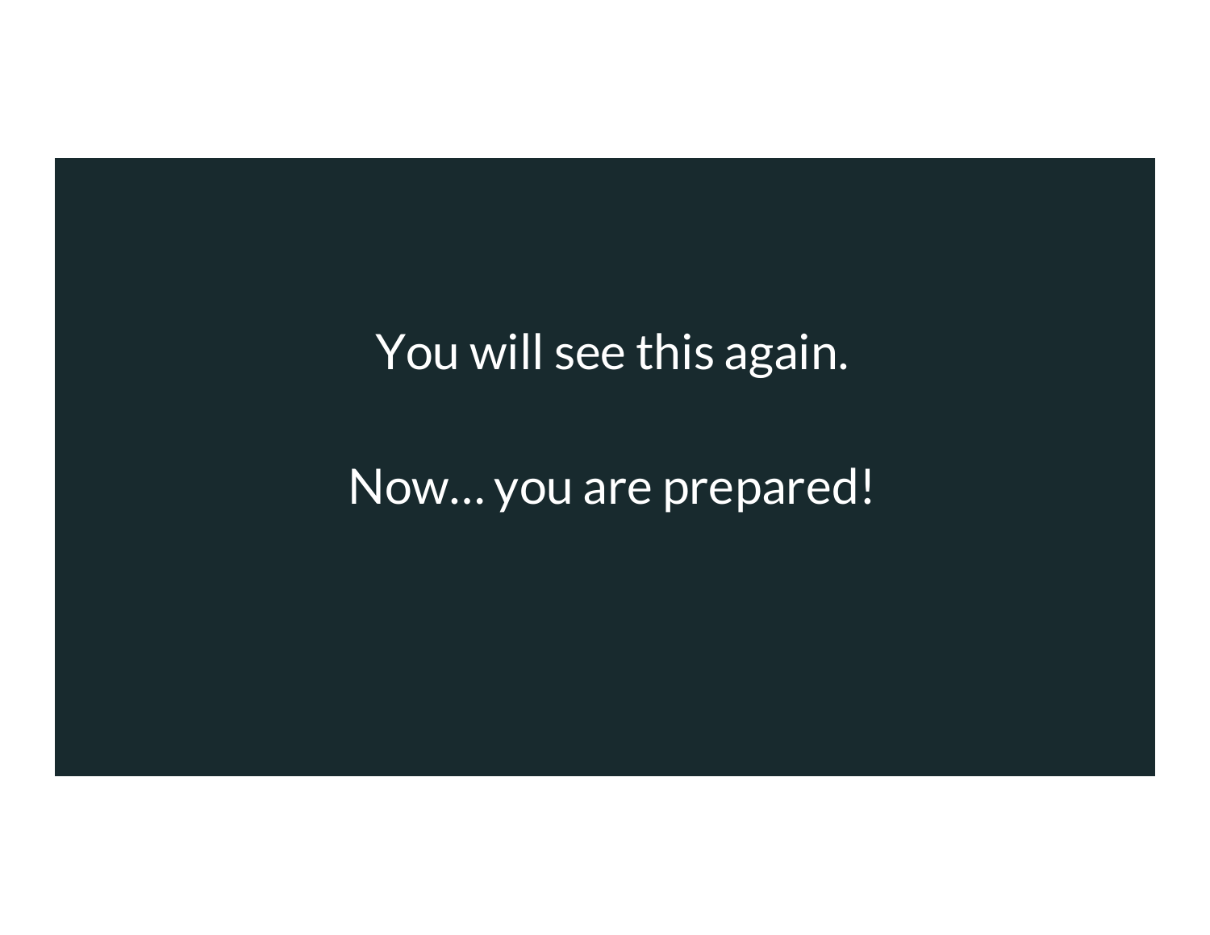You will see this again.

Now… you are prepared!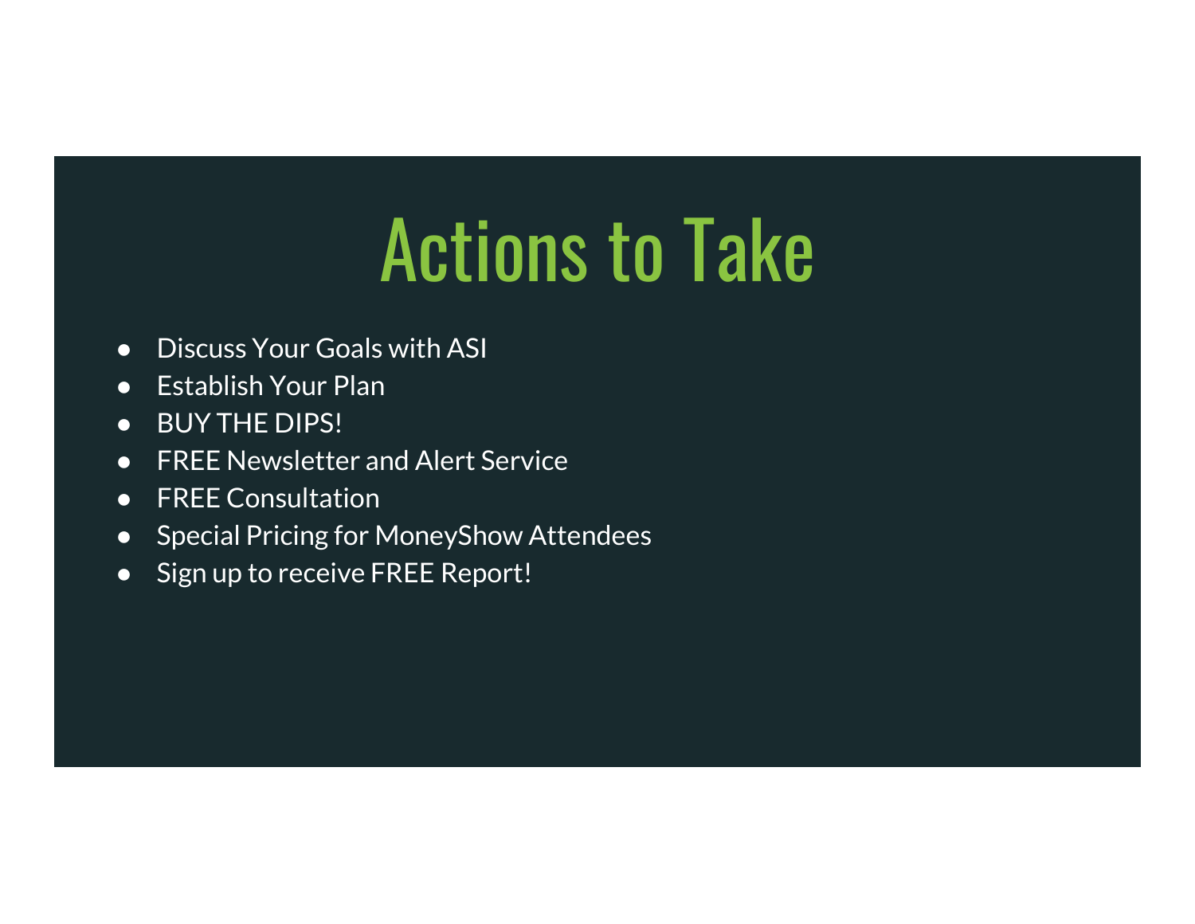# Actions to Take

- Discuss Your Goals with ASI
- Establish Your Plan
- BUY THE DIPS!
- FREE Newsletter and Alert Service
- FREE Consultation
- Special Pricing for MoneyShow Attendees
- Sign up to receive FREE Report!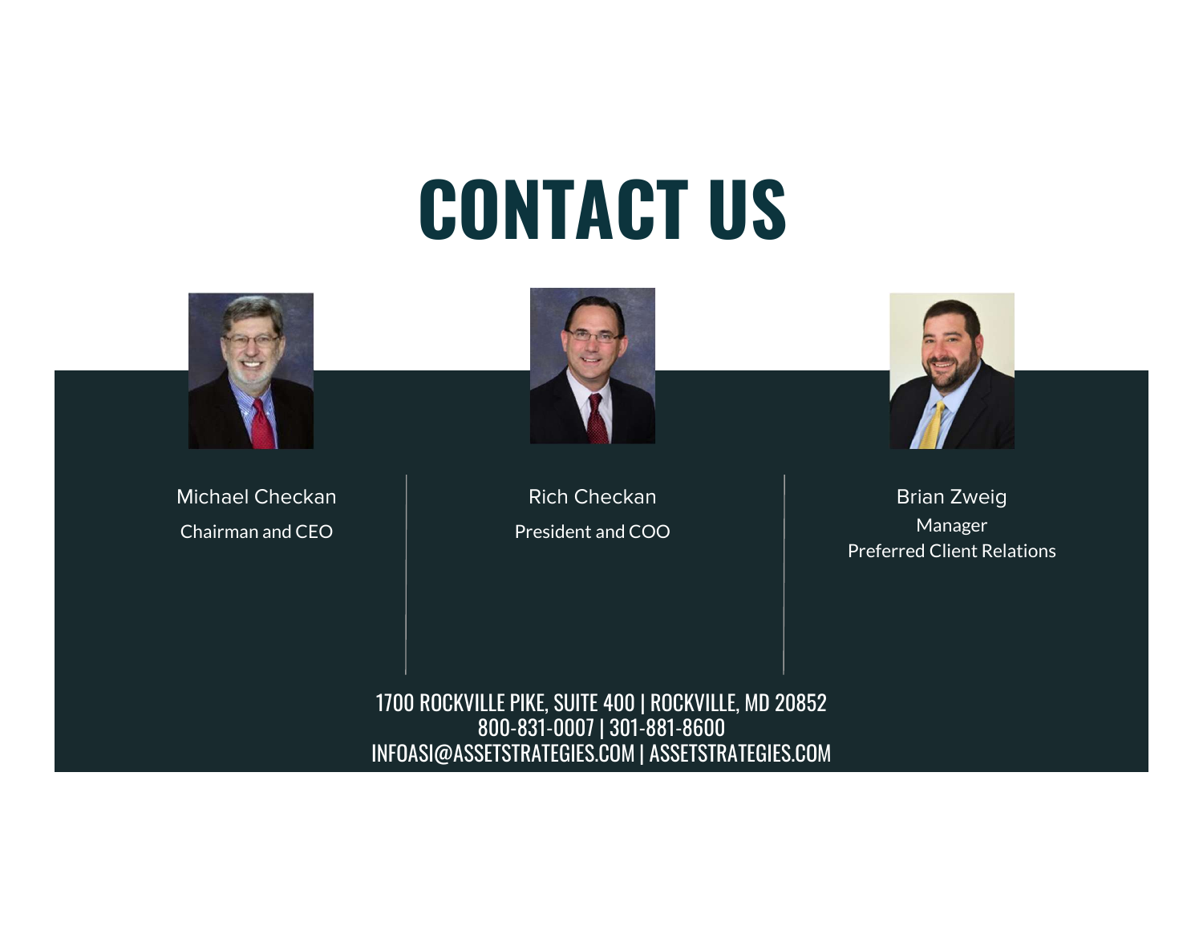# CONTACT US

Michael Checkan
Chairman and CEO

Rich Checkan
President and COO

Brian Zweig
Manager
Preferred Client Relations

1700 ROCKVILLE PIKE, SUITE 400 | ROCKVILLE, MD 20852
800-831-0007 | 301-881-8600
INFOASI@ASSETSTRATEGIES.COM | ASSETSTRATEGIES.COM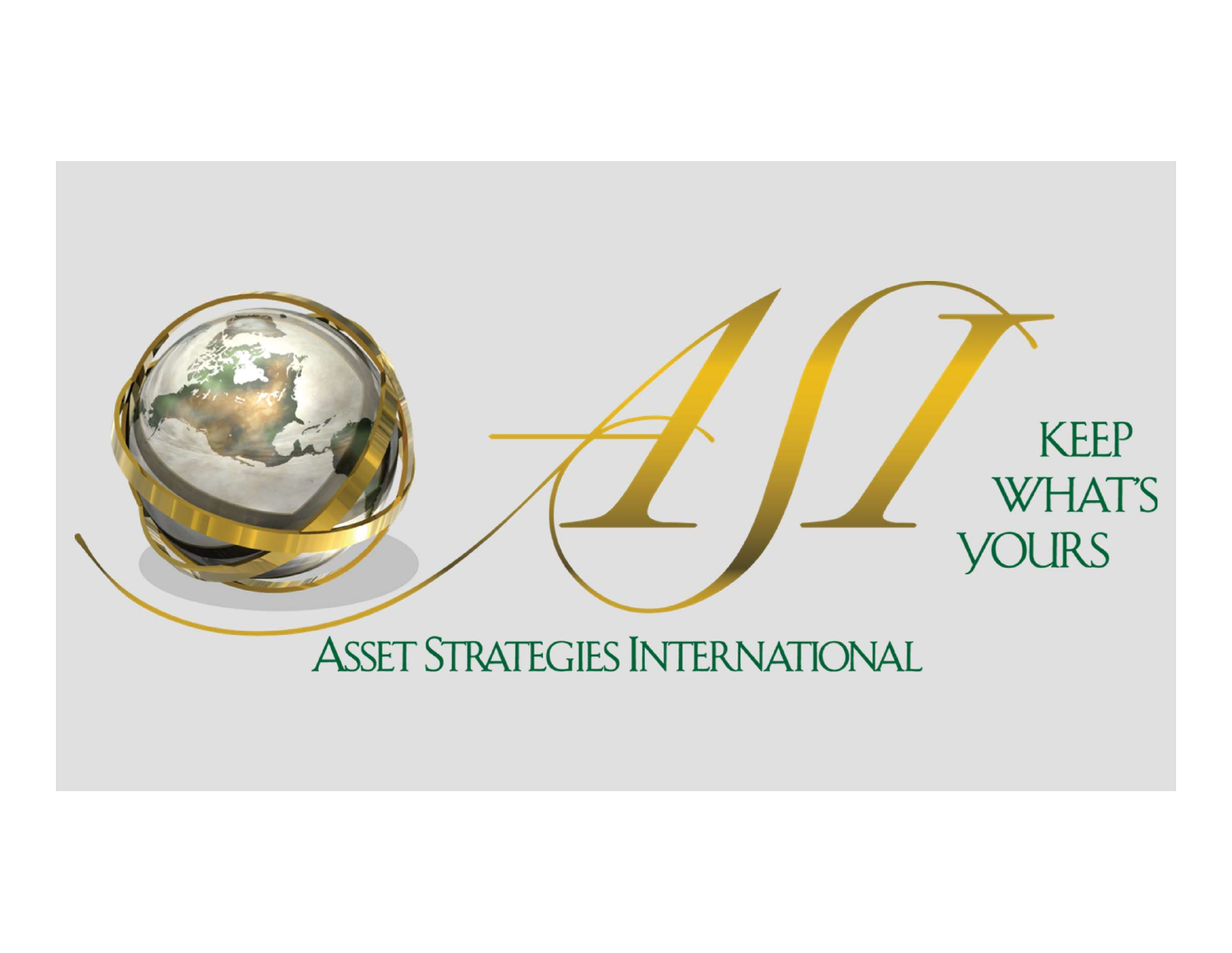ASI

KEEP WHAT'S YOURS

ASSET STRATEGIES INTERNATIONAL